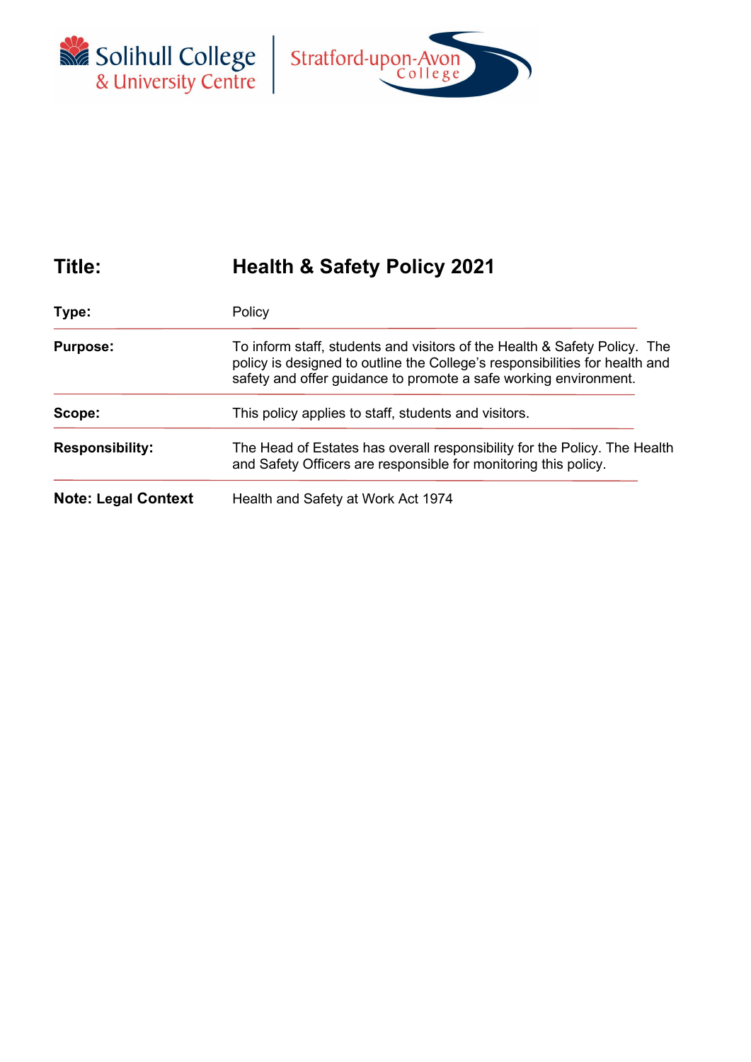Solihull College & University Centre | Stratford-upon-Avon College

| **Title:** | **Health & Safety Policy 2021** |
|---|---|
| **Type:** | Policy |
| **Purpose:** | To inform staff, students and visitors of the Health & Safety Policy. The policy is designed to outline the College's responsibilities for health and safety and offer guidance to promote a safe working environment. |
| **Scope:** | This policy applies to staff, students and visitors. |
| **Responsibility:** | The Head of Estates has overall responsibility for the Policy. The Health and Safety Officers are responsible for monitoring this policy. |
| **Note: Legal Context** | Health and Safety at Work Act 1974 |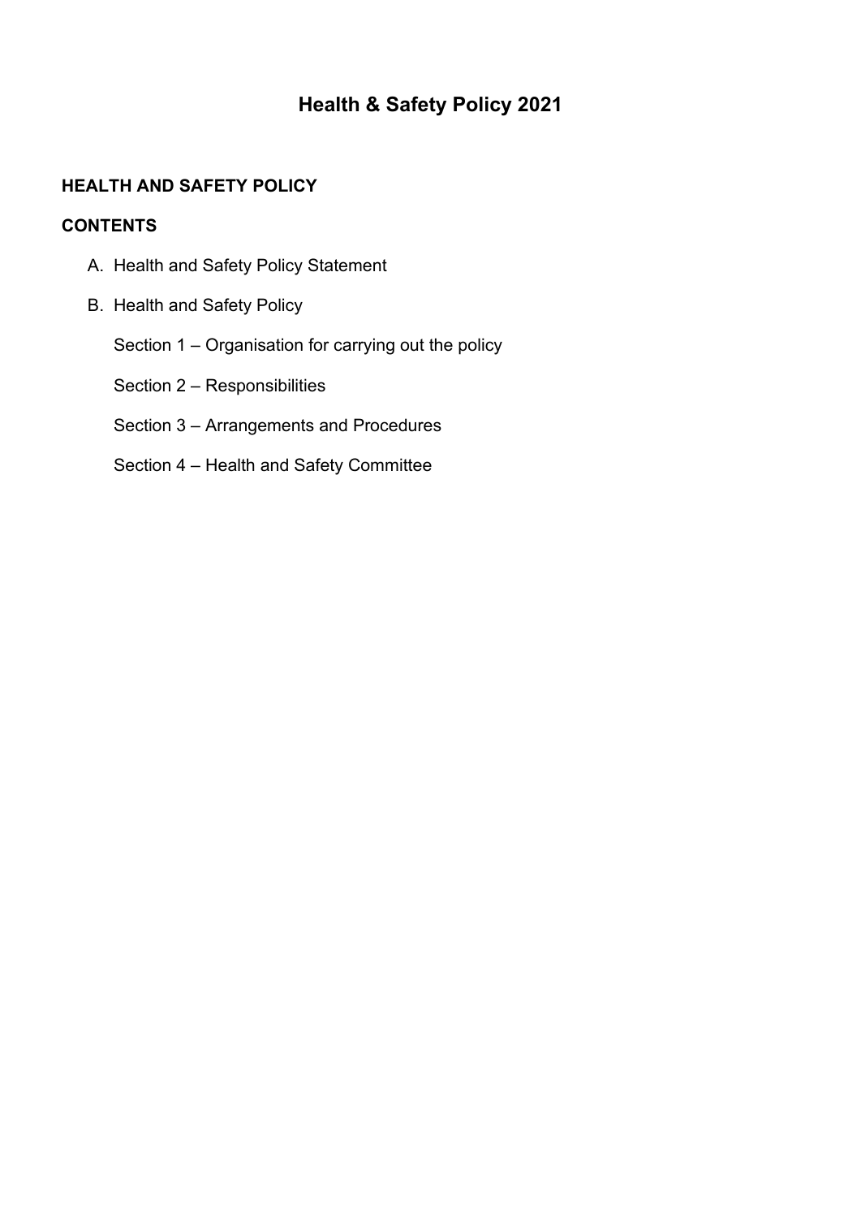# Health & Safety Policy 2021

## HEALTH AND SAFETY POLICY

## CONTENTS

A. Health and Safety Policy Statement

B. Health and Safety Policy

   Section 1 – Organisation for carrying out the policy

   Section 2 – Responsibilities

   Section 3 – Arrangements and Procedures

   Section 4 – Health and Safety Committee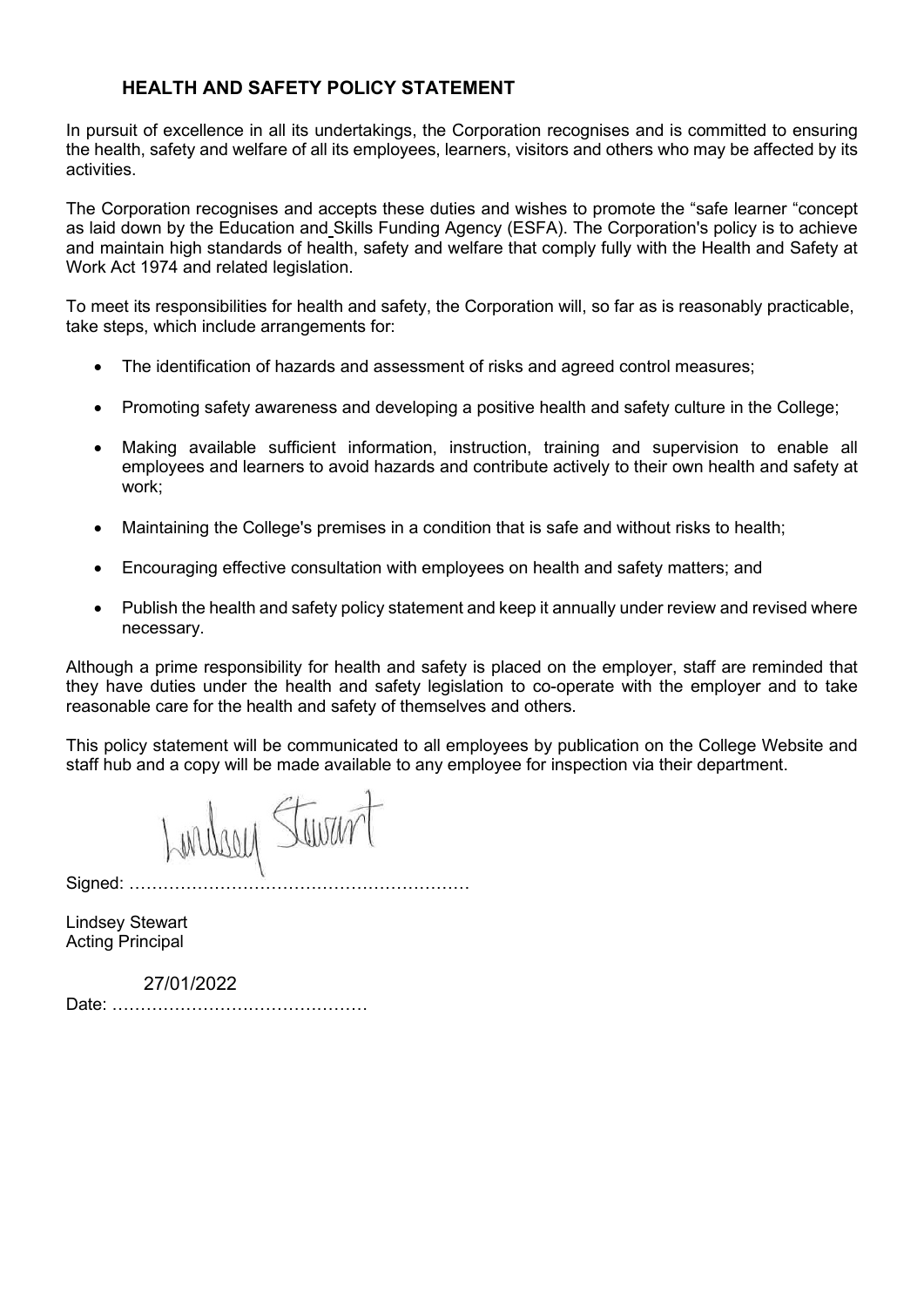## HEALTH AND SAFETY POLICY STATEMENT

In pursuit of excellence in all its undertakings, the Corporation recognises and is committed to ensuring the health, safety and welfare of all its employees, learners, visitors and others who may be affected by its activities.

The Corporation recognises and accepts these duties and wishes to promote the "safe learner "concept as laid down by the Education and Skills Funding Agency (ESFA). The Corporation's policy is to achieve and maintain high standards of health, safety and welfare that comply fully with the Health and Safety at Work Act 1974 and related legislation.

To meet its responsibilities for health and safety, the Corporation will, so far as is reasonably practicable, take steps, which include arrangements for:

- The identification of hazards and assessment of risks and agreed control measures;
- Promoting safety awareness and developing a positive health and safety culture in the College;
- Making available sufficient information, instruction, training and supervision to enable all employees and learners to avoid hazards and contribute actively to their own health and safety at work;
- Maintaining the College's premises in a condition that is safe and without risks to health;
- Encouraging effective consultation with employees on health and safety matters; and
- Publish the health and safety policy statement and keep it annually under review and revised where necessary.

Although a prime responsibility for health and safety is placed on the employer, staff are reminded that they have duties under the health and safety legislation to co-operate with the employer and to take reasonable care for the health and safety of themselves and others.

This policy statement will be communicated to all employees by publication on the College Website and staff hub and a copy will be made available to any employee for inspection via their department.

Signed: Lindsey Stewart

Lindsey Stewart
Acting Principal

Date: 27/01/2022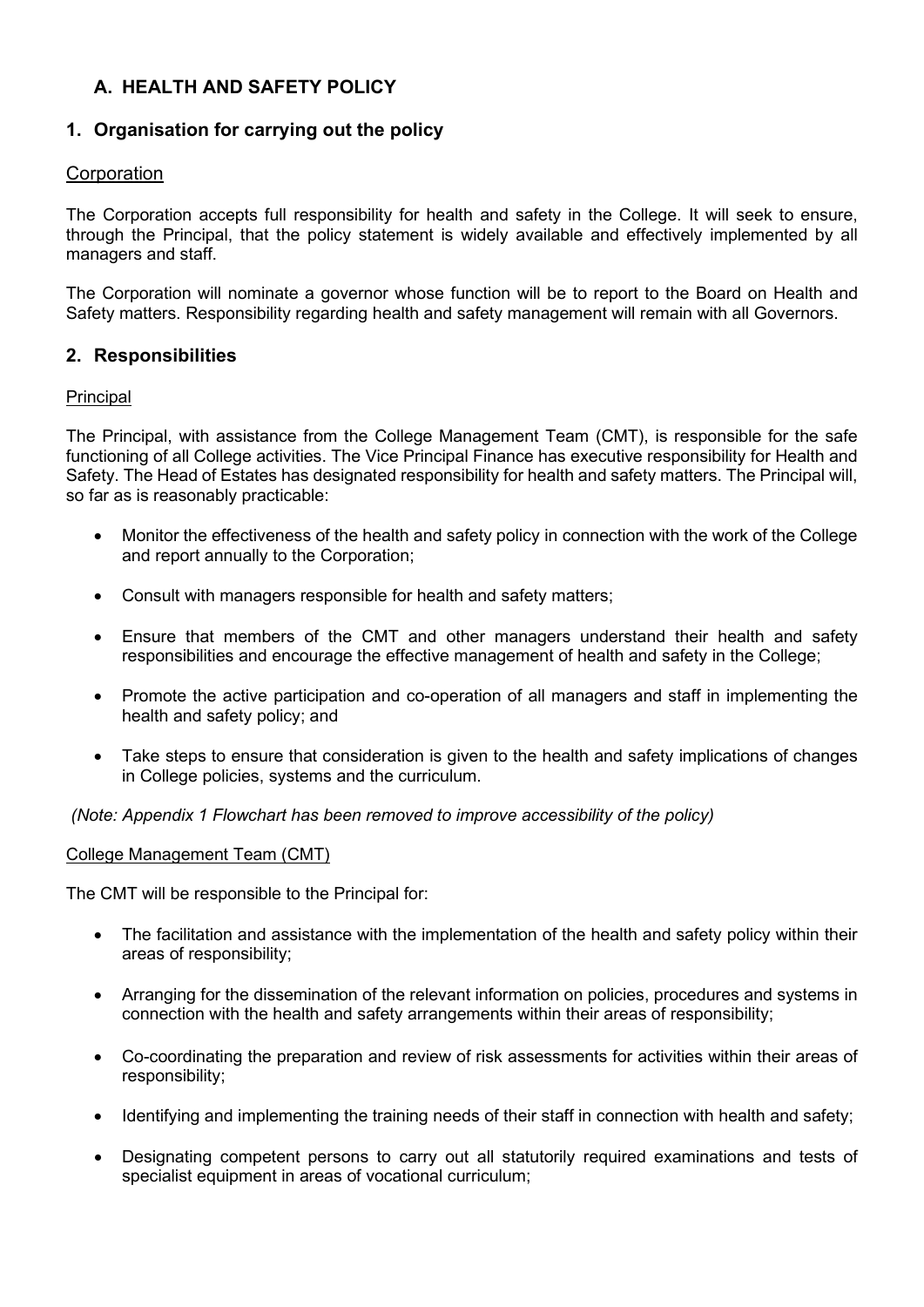## A. HEALTH AND SAFETY POLICY

### 1. Organisation for carrying out the policy

Corporation

The Corporation accepts full responsibility for health and safety in the College. It will seek to ensure, through the Principal, that the policy statement is widely available and effectively implemented by all managers and staff.

The Corporation will nominate a governor whose function will be to report to the Board on Health and Safety matters. Responsibility regarding health and safety management will remain with all Governors.

### 2. Responsibilities

Principal

The Principal, with assistance from the College Management Team (CMT), is responsible for the safe functioning of all College activities. The Vice Principal Finance has executive responsibility for Health and Safety. The Head of Estates has designated responsibility for health and safety matters. The Principal will, so far as is reasonably practicable:

- Monitor the effectiveness of the health and safety policy in connection with the work of the College and report annually to the Corporation;
- Consult with managers responsible for health and safety matters;
- Ensure that members of the CMT and other managers understand their health and safety responsibilities and encourage the effective management of health and safety in the College;
- Promote the active participation and co-operation of all managers and staff in implementing the health and safety policy; and
- Take steps to ensure that consideration is given to the health and safety implications of changes in College policies, systems and the curriculum.

*(Note: Appendix 1 Flowchart has been removed to improve accessibility of the policy)*

College Management Team (CMT)

The CMT will be responsible to the Principal for:

- The facilitation and assistance with the implementation of the health and safety policy within their areas of responsibility;
- Arranging for the dissemination of the relevant information on policies, procedures and systems in connection with the health and safety arrangements within their areas of responsibility;
- Co-coordinating the preparation and review of risk assessments for activities within their areas of responsibility;
- Identifying and implementing the training needs of their staff in connection with health and safety;
- Designating competent persons to carry out all statutorily required examinations and tests of specialist equipment in areas of vocational curriculum;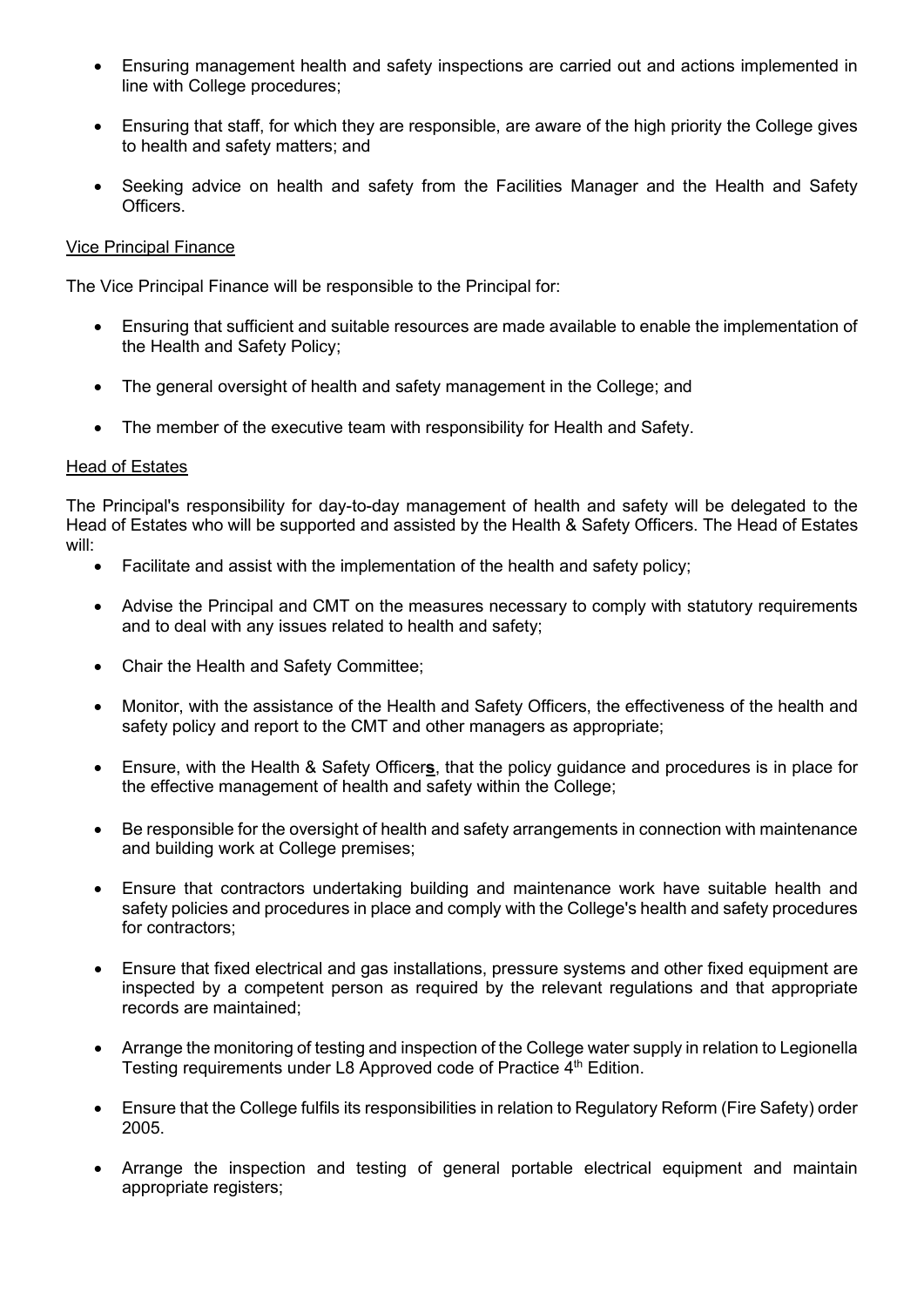- Ensuring management health and safety inspections are carried out and actions implemented in line with College procedures;
- Ensuring that staff, for which they are responsible, are aware of the high priority the College gives to health and safety matters; and
- Seeking advice on health and safety from the Facilities Manager and the Health and Safety Officers.

<u>Vice Principal Finance</u>

The Vice Principal Finance will be responsible to the Principal for:

- Ensuring that sufficient and suitable resources are made available to enable the implementation of the Health and Safety Policy;
- The general oversight of health and safety management in the College; and
- The member of the executive team with responsibility for Health and Safety.

<u>Head of Estates</u>

The Principal's responsibility for day-to-day management of health and safety will be delegated to the Head of Estates who will be supported and assisted by the Health & Safety Officers. The Head of Estates will:

- Facilitate and assist with the implementation of the health and safety policy;
- Advise the Principal and CMT on the measures necessary to comply with statutory requirements and to deal with any issues related to health and safety;
- Chair the Health and Safety Committee;
- Monitor, with the assistance of the Health and Safety Officers, the effectiveness of the health and safety policy and report to the CMT and other managers as appropriate;
- Ensure, with the Health & Safety Officer**s**, that the policy guidance and procedures is in place for the effective management of health and safety within the College;
- Be responsible for the oversight of health and safety arrangements in connection with maintenance and building work at College premises;
- Ensure that contractors undertaking building and maintenance work have suitable health and safety policies and procedures in place and comply with the College's health and safety procedures for contractors;
- Ensure that fixed electrical and gas installations, pressure systems and other fixed equipment are inspected by a competent person as required by the relevant regulations and that appropriate records are maintained;
- Arrange the monitoring of testing and inspection of the College water supply in relation to Legionella Testing requirements under L8 Approved code of Practice 4th Edition.
- Ensure that the College fulfils its responsibilities in relation to Regulatory Reform (Fire Safety) order 2005.
- Arrange the inspection and testing of general portable electrical equipment and maintain appropriate registers;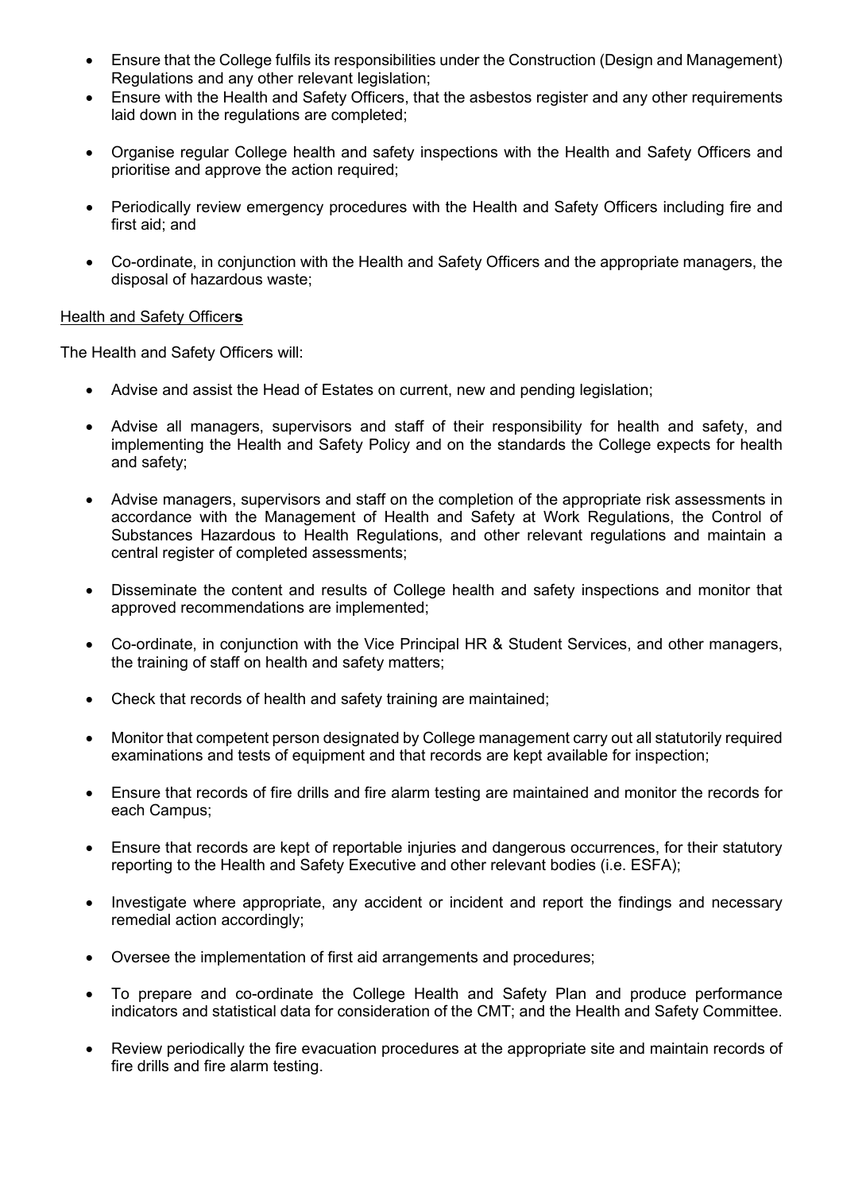- Ensure that the College fulfils its responsibilities under the Construction (Design and Management) Regulations and any other relevant legislation;
- Ensure with the Health and Safety Officers, that the asbestos register and any other requirements laid down in the regulations are completed;
- Organise regular College health and safety inspections with the Health and Safety Officers and prioritise and approve the action required;
- Periodically review emergency procedures with the Health and Safety Officers including fire and first aid; and
- Co-ordinate, in conjunction with the Health and Safety Officers and the appropriate managers, the disposal of hazardous waste;

Health and Safety Officer**s**

The Health and Safety Officers will:

- Advise and assist the Head of Estates on current, new and pending legislation;
- Advise all managers, supervisors and staff of their responsibility for health and safety, and implementing the Health and Safety Policy and on the standards the College expects for health and safety;
- Advise managers, supervisors and staff on the completion of the appropriate risk assessments in accordance with the Management of Health and Safety at Work Regulations, the Control of Substances Hazardous to Health Regulations, and other relevant regulations and maintain a central register of completed assessments;
- Disseminate the content and results of College health and safety inspections and monitor that approved recommendations are implemented;
- Co-ordinate, in conjunction with the Vice Principal HR & Student Services, and other managers, the training of staff on health and safety matters;
- Check that records of health and safety training are maintained;
- Monitor that competent person designated by College management carry out all statutorily required examinations and tests of equipment and that records are kept available for inspection;
- Ensure that records of fire drills and fire alarm testing are maintained and monitor the records for each Campus;
- Ensure that records are kept of reportable injuries and dangerous occurrences, for their statutory reporting to the Health and Safety Executive and other relevant bodies (i.e. ESFA);
- Investigate where appropriate, any accident or incident and report the findings and necessary remedial action accordingly;
- Oversee the implementation of first aid arrangements and procedures;
- To prepare and co-ordinate the College Health and Safety Plan and produce performance indicators and statistical data for consideration of the CMT; and the Health and Safety Committee.
- Review periodically the fire evacuation procedures at the appropriate site and maintain records of fire drills and fire alarm testing.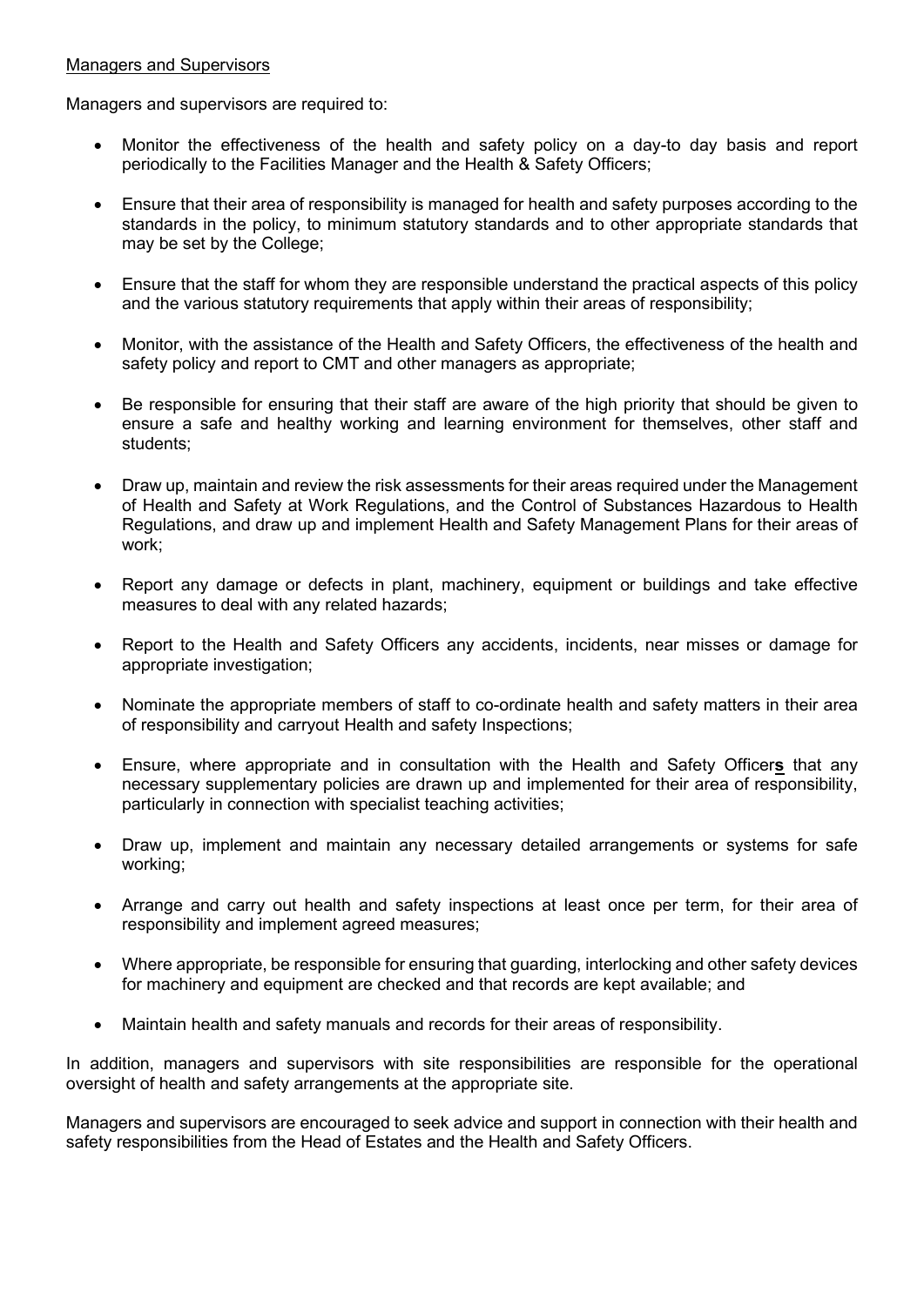Managers and Supervisors

Managers and supervisors are required to:

- Monitor the effectiveness of the health and safety policy on a day-to day basis and report periodically to the Facilities Manager and the Health & Safety Officers;
- Ensure that their area of responsibility is managed for health and safety purposes according to the standards in the policy, to minimum statutory standards and to other appropriate standards that may be set by the College;
- Ensure that the staff for whom they are responsible understand the practical aspects of this policy and the various statutory requirements that apply within their areas of responsibility;
- Monitor, with the assistance of the Health and Safety Officers, the effectiveness of the health and safety policy and report to CMT and other managers as appropriate;
- Be responsible for ensuring that their staff are aware of the high priority that should be given to ensure a safe and healthy working and learning environment for themselves, other staff and students;
- Draw up, maintain and review the risk assessments for their areas required under the Management of Health and Safety at Work Regulations, and the Control of Substances Hazardous to Health Regulations, and draw up and implement Health and Safety Management Plans for their areas of work;
- Report any damage or defects in plant, machinery, equipment or buildings and take effective measures to deal with any related hazards;
- Report to the Health and Safety Officers any accidents, incidents, near misses or damage for appropriate investigation;
- Nominate the appropriate members of staff to co-ordinate health and safety matters in their area of responsibility and carryout Health and safety Inspections;
- Ensure, where appropriate and in consultation with the Health and Safety Officer**s** that any necessary supplementary policies are drawn up and implemented for their area of responsibility, particularly in connection with specialist teaching activities;
- Draw up, implement and maintain any necessary detailed arrangements or systems for safe working;
- Arrange and carry out health and safety inspections at least once per term, for their area of responsibility and implement agreed measures;
- Where appropriate, be responsible for ensuring that guarding, interlocking and other safety devices for machinery and equipment are checked and that records are kept available; and
- Maintain health and safety manuals and records for their areas of responsibility.

In addition, managers and supervisors with site responsibilities are responsible for the operational oversight of health and safety arrangements at the appropriate site.

Managers and supervisors are encouraged to seek advice and support in connection with their health and safety responsibilities from the Head of Estates and the Health and Safety Officers.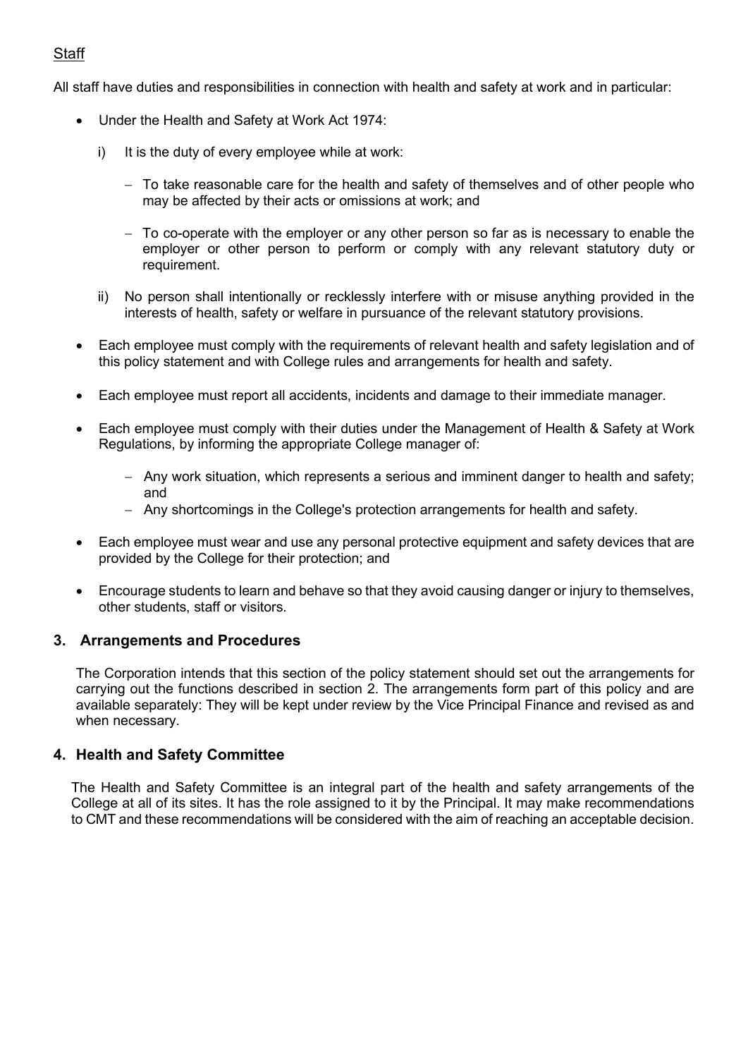<u>Staff</u>

All staff have duties and responsibilities in connection with health and safety at work and in particular:

- Under the Health and Safety at Work Act 1974:

  i) It is the duty of every employee while at work:

     - To take reasonable care for the health and safety of themselves and of other people who may be affected by their acts or omissions at work; and

     - To co-operate with the employer or any other person so far as is necessary to enable the employer or other person to perform or comply with any relevant statutory duty or requirement.

  ii) No person shall intentionally or recklessly interfere with or misuse anything provided in the interests of health, safety or welfare in pursuance of the relevant statutory provisions.

- Each employee must comply with the requirements of relevant health and safety legislation and of this policy statement and with College rules and arrangements for health and safety.

- Each employee must report all accidents, incidents and damage to their immediate manager.

- Each employee must comply with their duties under the Management of Health & Safety at Work Regulations, by informing the appropriate College manager of:

  - Any work situation, which represents a serious and imminent danger to health and safety; and
  - Any shortcomings in the College's protection arrangements for health and safety.

- Each employee must wear and use any personal protective equipment and safety devices that are provided by the College for their protection; and

- Encourage students to learn and behave so that they avoid causing danger or injury to themselves, other students, staff or visitors.

## 3. Arrangements and Procedures

The Corporation intends that this section of the policy statement should set out the arrangements for carrying out the functions described in section 2. The arrangements form part of this policy and are available separately: They will be kept under review by the Vice Principal Finance and revised as and when necessary.

## 4. Health and Safety Committee

The Health and Safety Committee is an integral part of the health and safety arrangements of the College at all of its sites. It has the role assigned to it by the Principal. It may make recommendations to CMT and these recommendations will be considered with the aim of reaching an acceptable decision.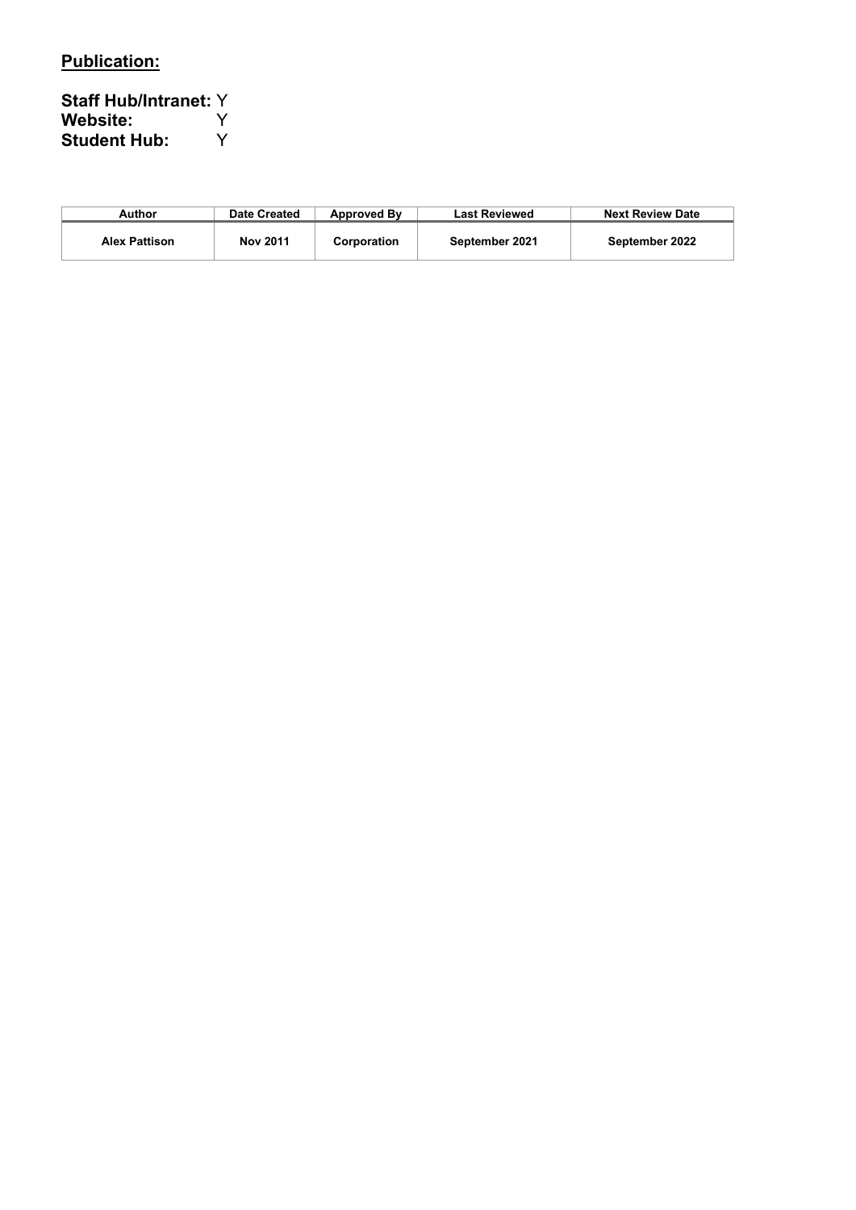**Publication:**

**Staff Hub/Intranet:** Y
**Website:** Y
**Student Hub:** Y

| Author | Date Created | Approved By | Last Reviewed | Next Review Date |
|---|---|---|---|---|
| Alex Pattison | Nov 2011 | Corporation | September 2021 | September 2022 |